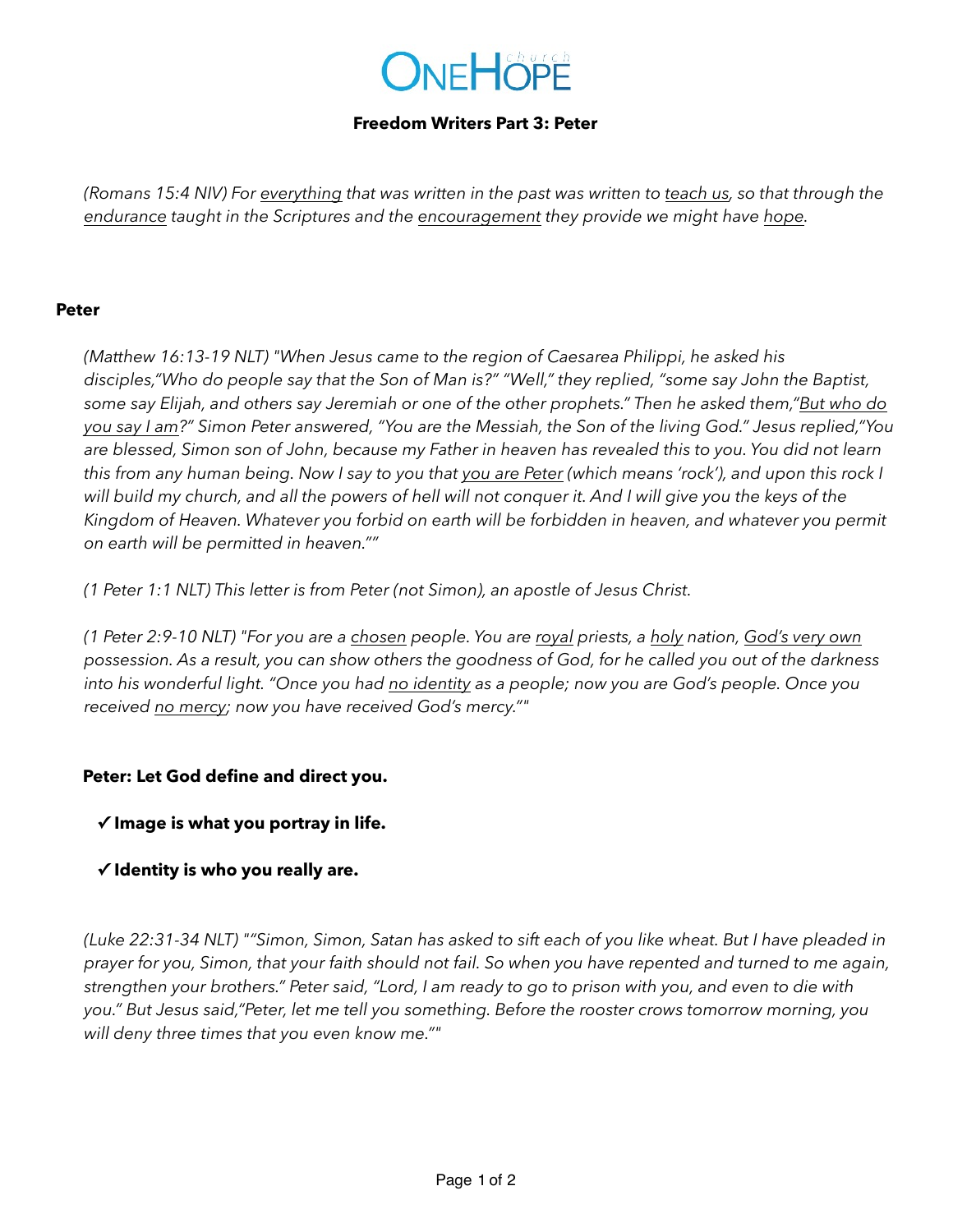# ONEHOPE church

## Freedom Writers Part 3: Peter

*(Romans 15:4 NIV) For <u>everything</u> that was written in the past was written to <u>teach us</u>, so that through the <u>endurance</u> taught in the Scriptures and the <u>encouragement</u> they provide we might have <u>hope</u>.*

### Peter

*(Matthew 16:13-19 NLT) "When Jesus came to the region of Caesarea Philippi, he asked his disciples,"Who do people say that the Son of Man is?" "Well," they replied, "some say John the Baptist, some say Elijah, and others say Jeremiah or one of the other prophets." Then he asked them,"<u>But who do you say I am</u>?" Simon Peter answered, "You are the Messiah, the Son of the living God." Jesus replied,"You are blessed, Simon son of John, because my Father in heaven has revealed this to you. You did not learn this from any human being. Now I say to you that <u>you are Peter</u> (which means 'rock'), and upon this rock I will build my church, and all the powers of hell will not conquer it. And I will give you the keys of the Kingdom of Heaven. Whatever you forbid on earth will be forbidden in heaven, and whatever you permit on earth will be permitted in heaven.""*

*(1 Peter 1:1 NLT) This letter is from Peter (not Simon), an apostle of Jesus Christ.*

*(1 Peter 2:9-10 NLT) "For you are a <u>chosen</u> people. You are <u>royal</u> priests, a <u>holy</u> nation, <u>God's very own</u> possession. As a result, you can show others the goodness of God, for he called you out of the darkness into his wonderful light. "Once you had <u>no identity</u> as a people; now you are God's people. Once you received <u>no mercy</u>; now you have received God's mercy.""*

**Peter: Let God define and direct you.**

- ✓ **Image is what you portray in life.**
- ✓ **Identity is who you really are.**

*(Luke 22:31-34 NLT) ""Simon, Simon, Satan has asked to sift each of you like wheat. But I have pleaded in prayer for you, Simon, that your faith should not fail. So when you have repented and turned to me again, strengthen your brothers." Peter said, "Lord, I am ready to go to prison with you, and even to die with you." But Jesus said,"Peter, let me tell you something. Before the rooster crows tomorrow morning, you will deny three times that you even know me.""*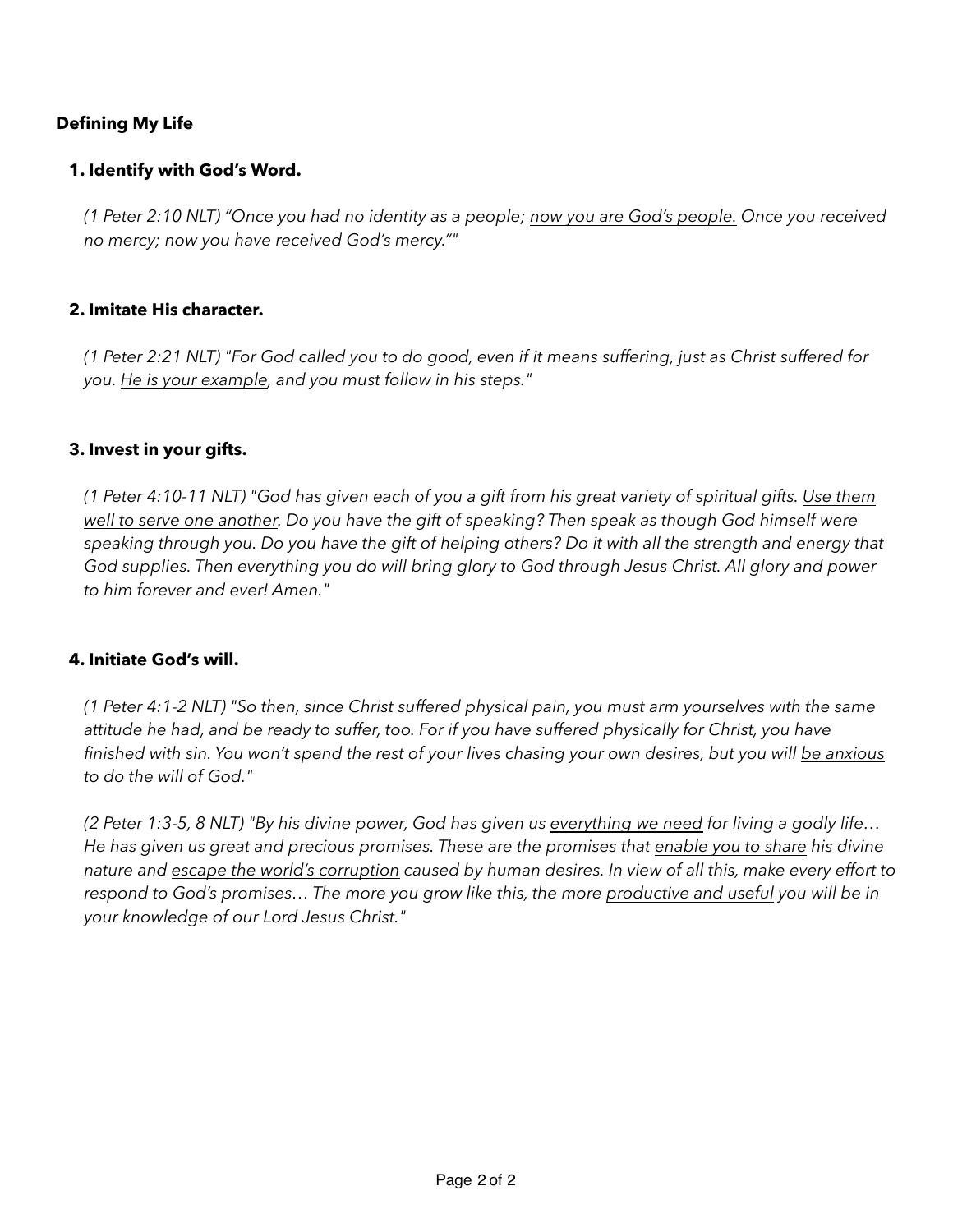**Defining My Life**

**1. Identify with God's Word.**

*(1 Peter 2:10 NLT) "Once you had no identity as a people; <u>now you are God's people.</u> Once you received no mercy; now you have received God's mercy.""*

**2. Imitate His character.**

*(1 Peter 2:21 NLT) "For God called you to do good, even if it means suffering, just as Christ suffered for you. <u>He is your example</u>, and you must follow in his steps."*

**3. Invest in your gifts.**

*(1 Peter 4:10-11 NLT) "God has given each of you a gift from his great variety of spiritual gifts. <u>Use them well to serve one another</u>. Do you have the gift of speaking? Then speak as though God himself were speaking through you. Do you have the gift of helping others? Do it with all the strength and energy that God supplies. Then everything you do will bring glory to God through Jesus Christ. All glory and power to him forever and ever! Amen."*

**4. Initiate God's will.**

*(1 Peter 4:1-2 NLT) "So then, since Christ suffered physical pain, you must arm yourselves with the same attitude he had, and be ready to suffer, too. For if you have suffered physically for Christ, you have finished with sin. You won't spend the rest of your lives chasing your own desires, but you will <u>be anxious</u> to do the will of God."*

*(2 Peter 1:3-5, 8 NLT) "By his divine power, God has given us <u>everything we need</u> for living a godly life… He has given us great and precious promises. These are the promises that <u>enable you to share</u> his divine nature and <u>escape the world's corruption</u> caused by human desires. In view of all this, make every effort to respond to God's promises… The more you grow like this, the more <u>productive and useful</u> you will be in your knowledge of our Lord Jesus Christ."*